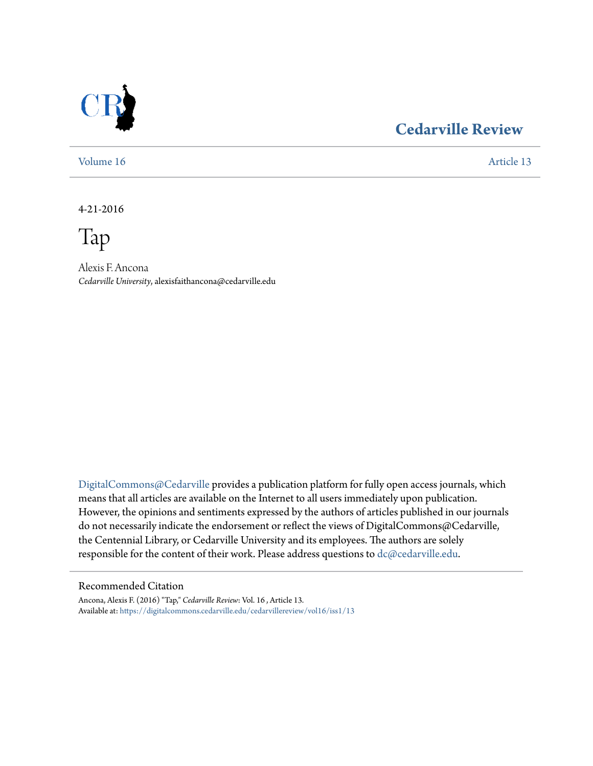# Cedarville Review

Volume 16 | Article 13

4-21-2016

# Tap

Alexis F. Ancona
*Cedarville University*, alexisfaithancona@cedarville.edu

DigitalCommons@Cedarville provides a publication platform for fully open access journals, which means that all articles are available on the Internet to all users immediately upon publication. However, the opinions and sentiments expressed by the authors of articles published in our journals do not necessarily indicate the endorsement or reflect the views of DigitalCommons@Cedarville, the Centennial Library, or Cedarville University and its employees. The authors are solely responsible for the content of their work. Please address questions to dc@cedarville.edu.

## Recommended Citation

Ancona, Alexis F. (2016) "Tap," *Cedarville Review*: Vol. 16 , Article 13.
Available at: https://digitalcommons.cedarville.edu/cedarvillereview/vol16/iss1/13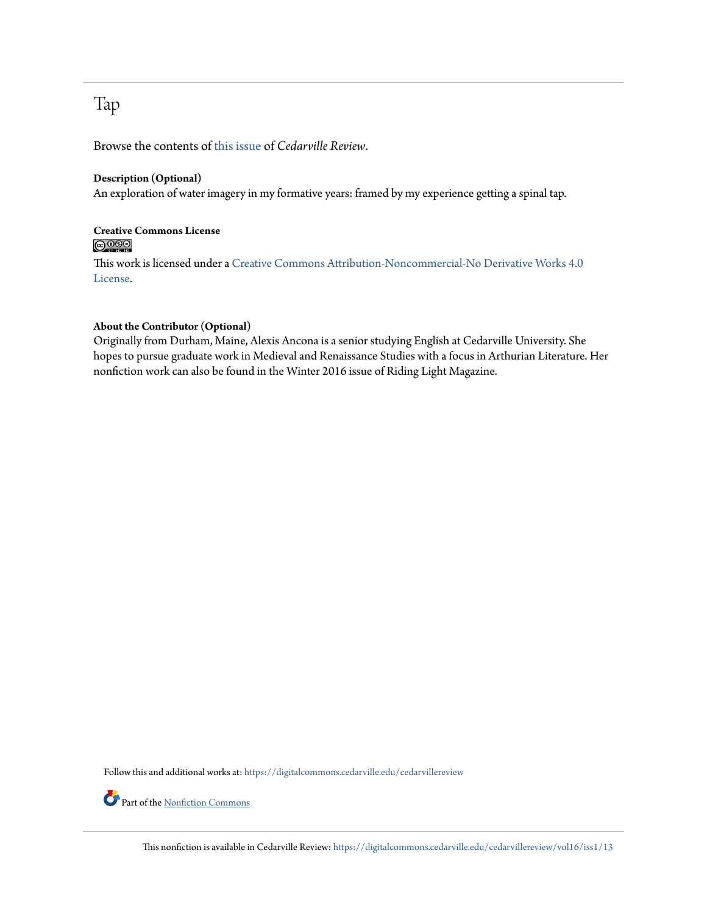# Tap

Browse the contents of this issue of *Cedarville Review*.

**Description (Optional)**

An exploration of water imagery in my formative years: framed by my experience getting a spinal tap.

**Creative Commons License**

This work is licensed under a Creative Commons Attribution-Noncommercial-No Derivative Works 4.0 License.

**About the Contributor (Optional)**

Originally from Durham, Maine, Alexis Ancona is a senior studying English at Cedarville University. She hopes to pursue graduate work in Medieval and Renaissance Studies with a focus in Arthurian Literature. Her nonfiction work can also be found in the Winter 2016 issue of Riding Light Magazine.

Follow this and additional works at: https://digitalcommons.cedarville.edu/cedarvillereview

Part of the Nonfiction Commons

This nonfiction is available in Cedarville Review: https://digitalcommons.cedarville.edu/cedarvillereview/vol16/iss1/13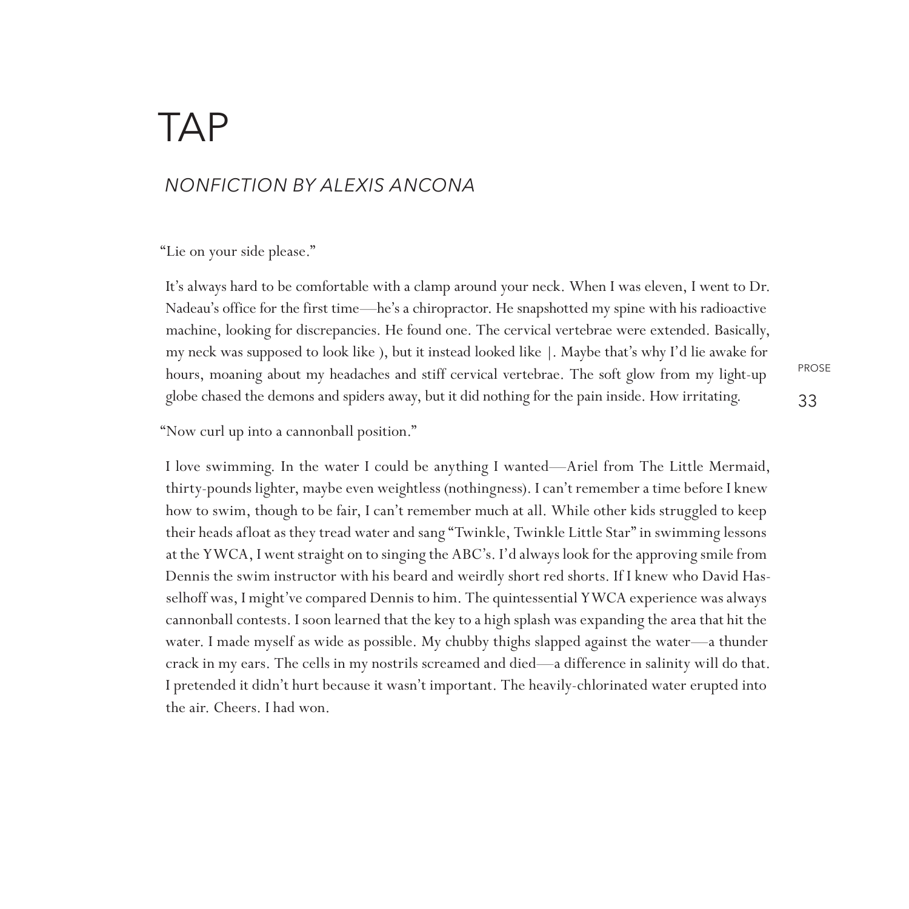# TAP

## *NONFICTION BY ALEXIS ANCONA*

"Lie on your side please."

It's always hard to be comfortable with a clamp around your neck. When I was eleven, I went to Dr. Nadeau's office for the first time—he's a chiropractor. He snapshotted my spine with his radioactive machine, looking for discrepancies. He found one. The cervical vertebrae were extended. Basically, my neck was supposed to look like ), but it instead looked like |. Maybe that's why I'd lie awake for hours, moaning about my headaches and stiff cervical vertebrae. The soft glow from my light-up globe chased the demons and spiders away, but it did nothing for the pain inside. How irritating.

"Now curl up into a cannonball position."

I love swimming. In the water I could be anything I wanted—Ariel from The Little Mermaid, thirty-pounds lighter, maybe even weightless (nothingness). I can't remember a time before I knew how to swim, though to be fair, I can't remember much at all. While other kids struggled to keep their heads afloat as they tread water and sang "Twinkle, Twinkle Little Star" in swimming lessons at the YWCA, I went straight on to singing the ABC's. I'd always look for the approving smile from Dennis the swim instructor with his beard and weirdly short red shorts. If I knew who David Hasselhoff was, I might've compared Dennis to him. The quintessential YWCA experience was always cannonball contests. I soon learned that the key to a high splash was expanding the area that hit the water. I made myself as wide as possible. My chubby thighs slapped against the water—a thunder crack in my ears. The cells in my nostrils screamed and died—a difference in salinity will do that. I pretended it didn't hurt because it wasn't important. The heavily-chlorinated water erupted into the air. Cheers. I had won.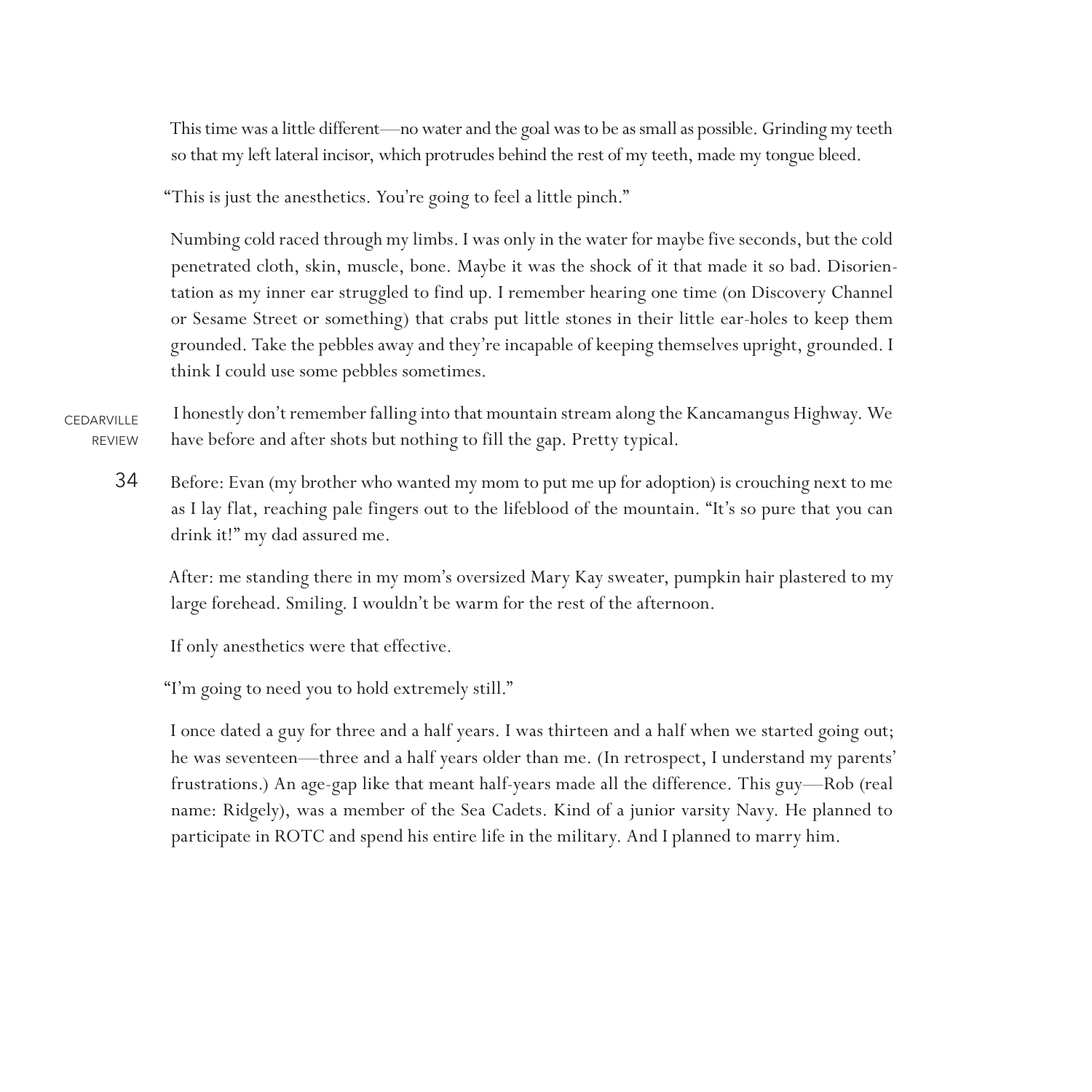This time was a little different—no water and the goal was to be as small as possible. Grinding my teeth so that my left lateral incisor, which protrudes behind the rest of my teeth, made my tongue bleed.

"This is just the anesthetics. You're going to feel a little pinch."

Numbing cold raced through my limbs. I was only in the water for maybe five seconds, but the cold penetrated cloth, skin, muscle, bone. Maybe it was the shock of it that made it so bad. Disorientation as my inner ear struggled to find up. I remember hearing one time (on Discovery Channel or Sesame Street or something) that crabs put little stones in their little ear-holes to keep them grounded. Take the pebbles away and they're incapable of keeping themselves upright, grounded. I think I could use some pebbles sometimes.

I honestly don't remember falling into that mountain stream along the Kancamangus Highway. We have before and after shots but nothing to fill the gap. Pretty typical.

Before: Evan (my brother who wanted my mom to put me up for adoption) is crouching next to me as I lay flat, reaching pale fingers out to the lifeblood of the mountain. "It's so pure that you can drink it!" my dad assured me.

After: me standing there in my mom's oversized Mary Kay sweater, pumpkin hair plastered to my large forehead. Smiling. I wouldn't be warm for the rest of the afternoon.

If only anesthetics were that effective.

"I'm going to need you to hold extremely still."

I once dated a guy for three and a half years. I was thirteen and a half when we started going out; he was seventeen—three and a half years older than me. (In retrospect, I understand my parents' frustrations.) An age-gap like that meant half-years made all the difference. This guy—Rob (real name: Ridgely), was a member of the Sea Cadets. Kind of a junior varsity Navy. He planned to participate in ROTC and spend his entire life in the military. And I planned to marry him.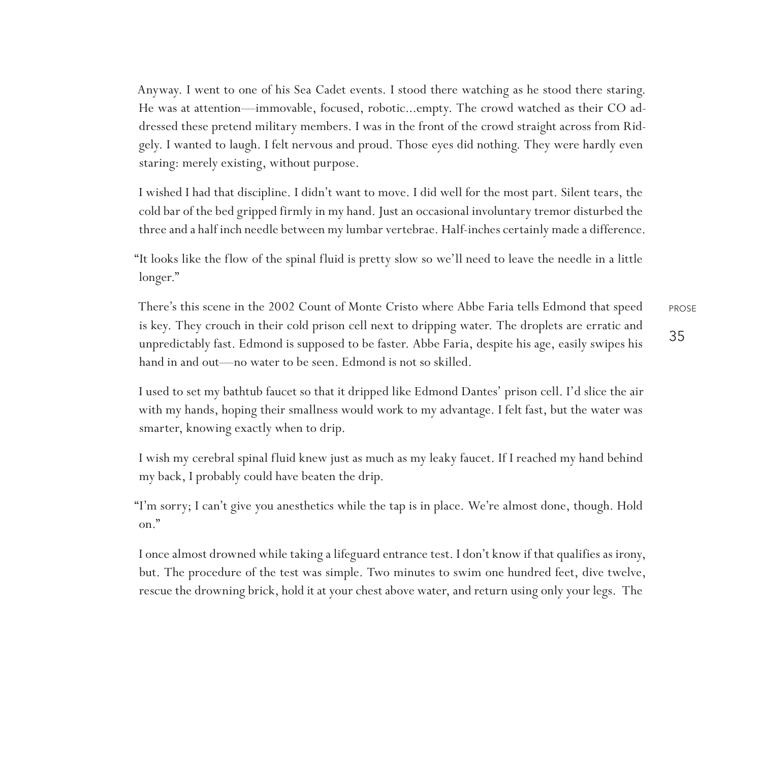Anyway. I went to one of his Sea Cadet events. I stood there watching as he stood there staring. He was at attention—immovable, focused, robotic...empty. The crowd watched as their CO addressed these pretend military members. I was in the front of the crowd straight across from Ridgely. I wanted to laugh. I felt nervous and proud. Those eyes did nothing. They were hardly even staring: merely existing, without purpose.

I wished I had that discipline. I didn't want to move. I did well for the most part. Silent tears, the cold bar of the bed gripped firmly in my hand. Just an occasional involuntary tremor disturbed the three and a half inch needle between my lumbar vertebrae. Half-inches certainly made a difference.

"It looks like the flow of the spinal fluid is pretty slow so we'll need to leave the needle in a little longer."

There's this scene in the 2002 Count of Monte Cristo where Abbe Faria tells Edmond that speed is key. They crouch in their cold prison cell next to dripping water. The droplets are erratic and unpredictably fast. Edmond is supposed to be faster. Abbe Faria, despite his age, easily swipes his hand in and out—no water to be seen. Edmond is not so skilled.

I used to set my bathtub faucet so that it dripped like Edmond Dantes' prison cell. I'd slice the air with my hands, hoping their smallness would work to my advantage. I felt fast, but the water was smarter, knowing exactly when to drip.

I wish my cerebral spinal fluid knew just as much as my leaky faucet. If I reached my hand behind my back, I probably could have beaten the drip.

"I'm sorry; I can't give you anesthetics while the tap is in place. We're almost done, though. Hold on."

I once almost drowned while taking a lifeguard entrance test. I don't know if that qualifies as irony, but. The procedure of the test was simple. Two minutes to swim one hundred feet, dive twelve, rescue the drowning brick, hold it at your chest above water, and return using only your legs. The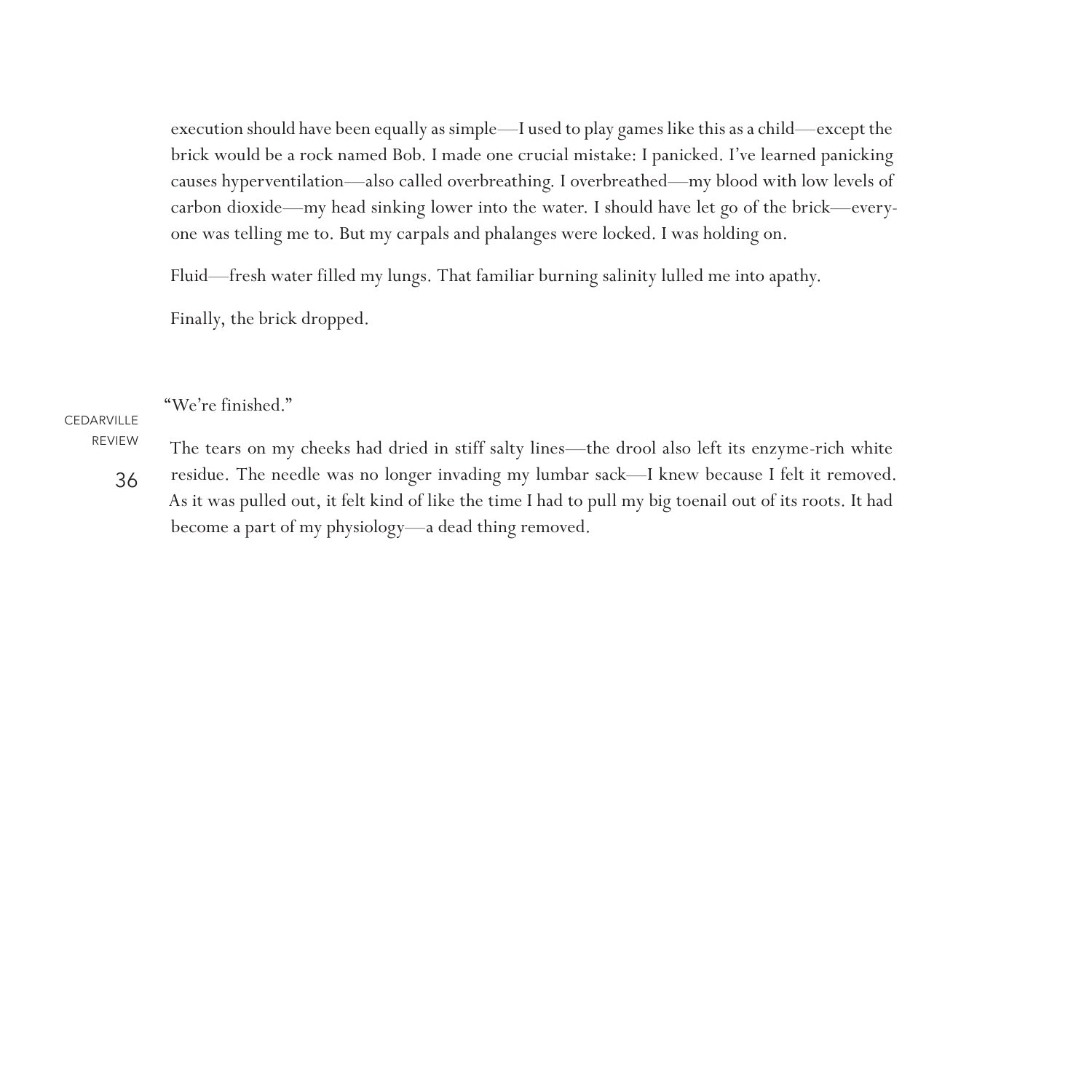execution should have been equally as simple—I used to play games like this as a child—except the brick would be a rock named Bob. I made one crucial mistake: I panicked. I've learned panicking causes hyperventilation—also called overbreathing. I overbreathed—my blood with low levels of carbon dioxide—my head sinking lower into the water. I should have let go of the brick—everyone was telling me to. But my carpals and phalanges were locked. I was holding on.

Fluid—fresh water filled my lungs. That familiar burning salinity lulled me into apathy.

Finally, the brick dropped.

"We're finished."

The tears on my cheeks had dried in stiff salty lines—the drool also left its enzyme-rich white residue. The needle was no longer invading my lumbar sack—I knew because I felt it removed. As it was pulled out, it felt kind of like the time I had to pull my big toenail out of its roots. It had become a part of my physiology—a dead thing removed.